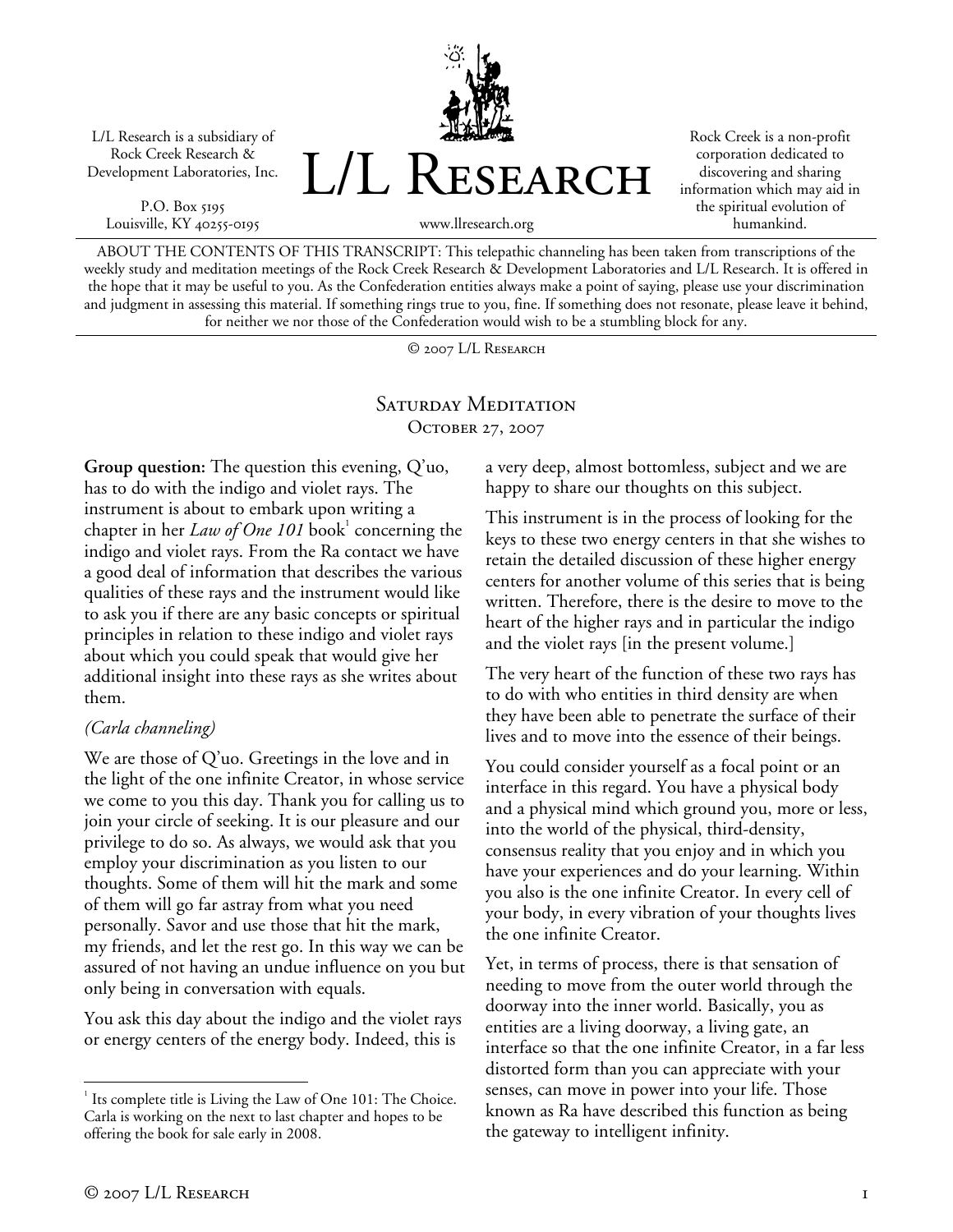L/L Research is a subsidiary of Rock Creek Research & Development Laboratories, Inc.

P.O. Box 5195
Louisville, KY 40255-0195

# L/L Research

www.llresearch.org

Rock Creek is a non-profit corporation dedicated to discovering and sharing information which may aid in the spiritual evolution of humankind.

ABOUT THE CONTENTS OF THIS TRANSCRIPT: This telepathic channeling has been taken from transcriptions of the weekly study and meditation meetings of the Rock Creek Research & Development Laboratories and L/L Research. It is offered in the hope that it may be useful to you. As the Confederation entities always make a point of saying, please use your discrimination and judgment in assessing this material. If something rings true to you, fine. If something does not resonate, please leave it behind, for neither we nor those of the Confederation would wish to be a stumbling block for any.

© 2007 L/L Research

## Saturday Meditation
## October 27, 2007

**Group question:** The question this evening, Q'uo, has to do with the indigo and violet rays. The instrument is about to embark upon writing a chapter in her *Law of One 101* book[1] concerning the indigo and violet rays. From the Ra contact we have a good deal of information that describes the various qualities of these rays and the instrument would like to ask you if there are any basic concepts or spiritual principles in relation to these indigo and violet rays about which you could speak that would give her additional insight into these rays as she writes about them.

*(Carla channeling)*

We are those of Q'uo. Greetings in the love and in the light of the one infinite Creator, in whose service we come to you this day. Thank you for calling us to join your circle of seeking. It is our pleasure and our privilege to do so. As always, we would ask that you employ your discrimination as you listen to our thoughts. Some of them will hit the mark and some of them will go far astray from what you need personally. Savor and use those that hit the mark, my friends, and let the rest go. In this way we can be assured of not having an undue influence on you but only being in conversation with equals.

You ask this day about the indigo and the violet rays or energy centers of the energy body. Indeed, this is a very deep, almost bottomless, subject and we are happy to share our thoughts on this subject.

This instrument is in the process of looking for the keys to these two energy centers in that she wishes to retain the detailed discussion of these higher energy centers for another volume of this series that is being written. Therefore, there is the desire to move to the heart of the higher rays and in particular the indigo and the violet rays [in the present volume.]

The very heart of the function of these two rays has to do with who entities in third density are when they have been able to penetrate the surface of their lives and to move into the essence of their beings.

You could consider yourself as a focal point or an interface in this regard. You have a physical body and a physical mind which ground you, more or less, into the world of the physical, third-density, consensus reality that you enjoy and in which you have your experiences and do your learning. Within you also is the one infinite Creator. In every cell of your body, in every vibration of your thoughts lives the one infinite Creator.

Yet, in terms of process, there is that sensation of needing to move from the outer world through the doorway into the inner world. Basically, you as entities are a living doorway, a living gate, an interface so that the one infinite Creator, in a far less distorted form than you can appreciate with your senses, can move in power into your life. Those known as Ra have described this function as being the gateway to intelligent infinity.

---

[1] Its complete title is Living the Law of One 101: The Choice. Carla is working on the next to last chapter and hopes to be offering the book for sale early in 2008.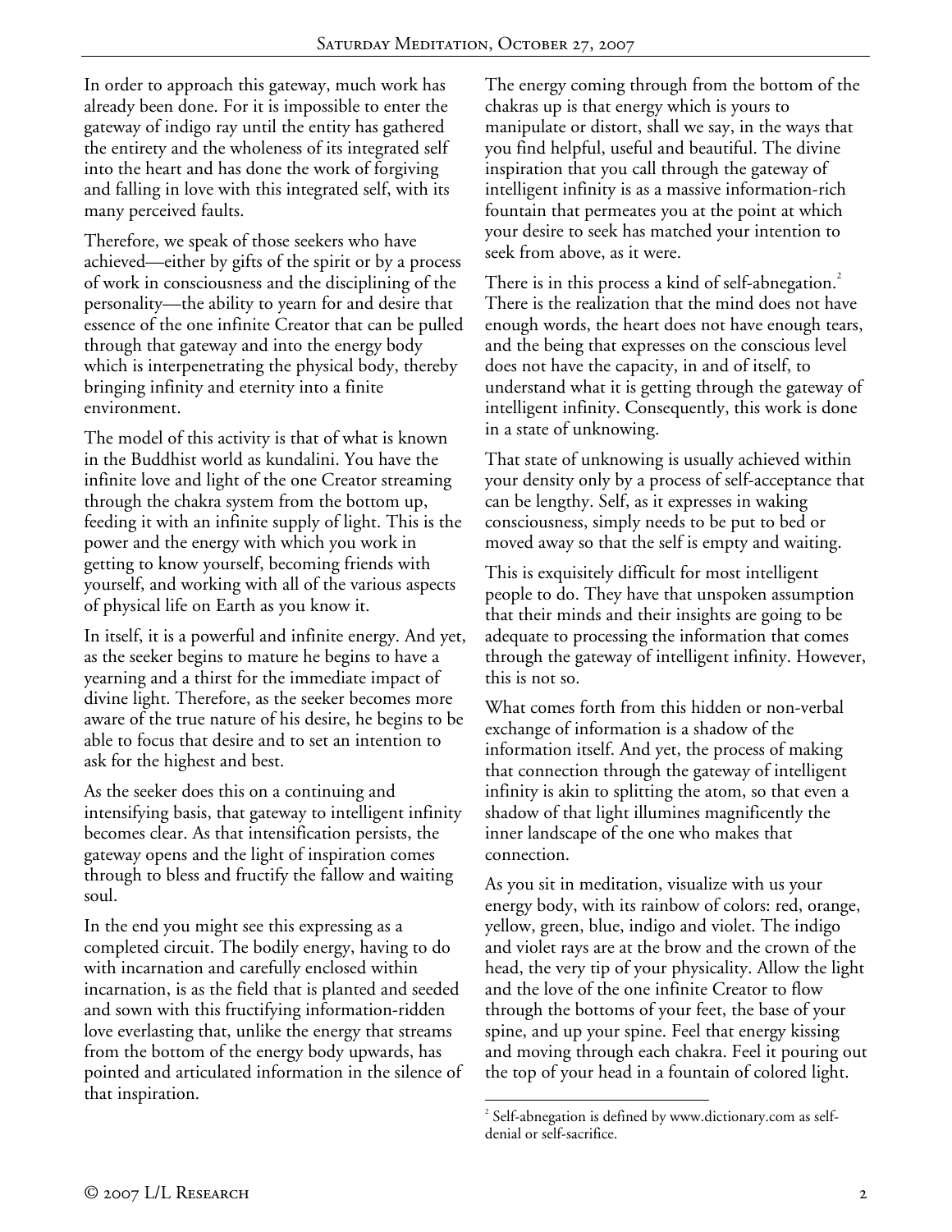In order to approach this gateway, much work has already been done. For it is impossible to enter the gateway of indigo ray until the entity has gathered the entirety and the wholeness of its integrated self into the heart and has done the work of forgiving and falling in love with this integrated self, with its many perceived faults.

Therefore, we speak of those seekers who have achieved—either by gifts of the spirit or by a process of work in consciousness and the disciplining of the personality—the ability to yearn for and desire that essence of the one infinite Creator that can be pulled through that gateway and into the energy body which is interpenetrating the physical body, thereby bringing infinity and eternity into a finite environment.

The model of this activity is that of what is known in the Buddhist world as kundalini. You have the infinite love and light of the one Creator streaming through the chakra system from the bottom up, feeding it with an infinite supply of light. This is the power and the energy with which you work in getting to know yourself, becoming friends with yourself, and working with all of the various aspects of physical life on Earth as you know it.

In itself, it is a powerful and infinite energy. And yet, as the seeker begins to mature he begins to have a yearning and a thirst for the immediate impact of divine light. Therefore, as the seeker becomes more aware of the true nature of his desire, he begins to be able to focus that desire and to set an intention to ask for the highest and best.

As the seeker does this on a continuing and intensifying basis, that gateway to intelligent infinity becomes clear. As that intensification persists, the gateway opens and the light of inspiration comes through to bless and fructify the fallow and waiting soul.

In the end you might see this expressing as a completed circuit. The bodily energy, having to do with incarnation and carefully enclosed within incarnation, is as the field that is planted and seeded and sown with this fructifying information-ridden love everlasting that, unlike the energy that streams from the bottom of the energy body upwards, has pointed and articulated information in the silence of that inspiration.

The energy coming through from the bottom of the chakras up is that energy which is yours to manipulate or distort, shall we say, in the ways that you find helpful, useful and beautiful. The divine inspiration that you call through the gateway of intelligent infinity is as a massive information-rich fountain that permeates you at the point at which your desire to seek has matched your intention to seek from above, as it were.

There is in this process a kind of self-abnegation.[2] There is the realization that the mind does not have enough words, the heart does not have enough tears, and the being that expresses on the conscious level does not have the capacity, in and of itself, to understand what it is getting through the gateway of intelligent infinity. Consequently, this work is done in a state of unknowing.

That state of unknowing is usually achieved within your density only by a process of self-acceptance that can be lengthy. Self, as it expresses in waking consciousness, simply needs to be put to bed or moved away so that the self is empty and waiting.

This is exquisitely difficult for most intelligent people to do. They have that unspoken assumption that their minds and their insights are going to be adequate to processing the information that comes through the gateway of intelligent infinity. However, this is not so.

What comes forth from this hidden or non-verbal exchange of information is a shadow of the information itself. And yet, the process of making that connection through the gateway of intelligent infinity is akin to splitting the atom, so that even a shadow of that light illumines magnificently the inner landscape of the one who makes that connection.

As you sit in meditation, visualize with us your energy body, with its rainbow of colors: red, orange, yellow, green, blue, indigo and violet. The indigo and violet rays are at the brow and the crown of the head, the very tip of your physicality. Allow the light and the love of the one infinite Creator to flow through the bottoms of your feet, the base of your spine, and up your spine. Feel that energy kissing and moving through each chakra. Feel it pouring out the top of your head in a fountain of colored light.

[2] Self-abnegation is defined by www.dictionary.com as self-denial or self-sacrifice.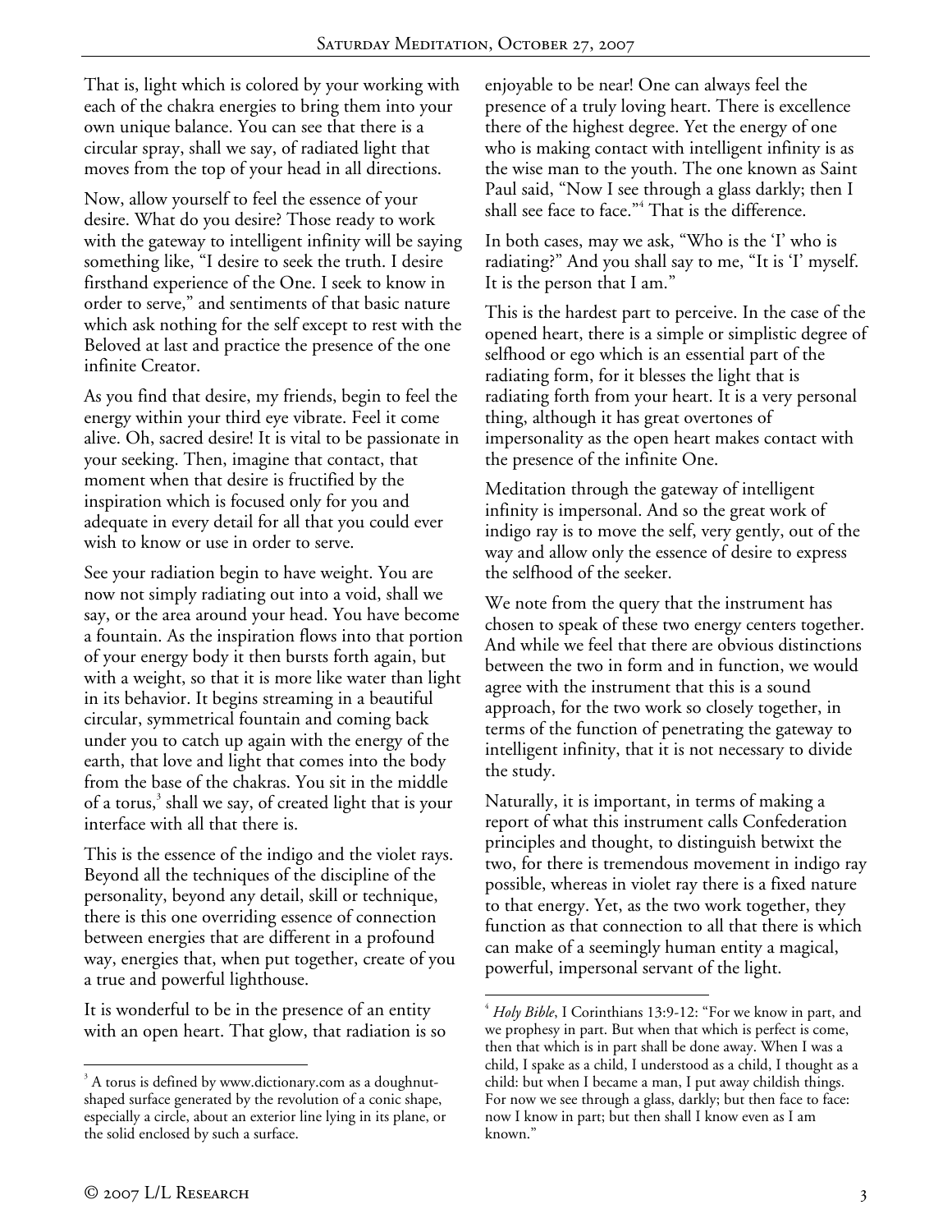That is, light which is colored by your working with each of the chakra energies to bring them into your own unique balance. You can see that there is a circular spray, shall we say, of radiated light that moves from the top of your head in all directions.

Now, allow yourself to feel the essence of your desire. What do you desire? Those ready to work with the gateway to intelligent infinity will be saying something like, "I desire to seek the truth. I desire firsthand experience of the One. I seek to know in order to serve," and sentiments of that basic nature which ask nothing for the self except to rest with the Beloved at last and practice the presence of the one infinite Creator.

As you find that desire, my friends, begin to feel the energy within your third eye vibrate. Feel it come alive. Oh, sacred desire! It is vital to be passionate in your seeking. Then, imagine that contact, that moment when that desire is fructified by the inspiration which is focused only for you and adequate in every detail for all that you could ever wish to know or use in order to serve.

See your radiation begin to have weight. You are now not simply radiating out into a void, shall we say, or the area around your head. You have become a fountain. As the inspiration flows into that portion of your energy body it then bursts forth again, but with a weight, so that it is more like water than light in its behavior. It begins streaming in a beautiful circular, symmetrical fountain and coming back under you to catch up again with the energy of the earth, that love and light that comes into the body from the base of the chakras. You sit in the middle of a torus,[3] shall we say, of created light that is your interface with all that there is.

This is the essence of the indigo and the violet rays. Beyond all the techniques of the discipline of the personality, beyond any detail, skill or technique, there is this one overriding essence of connection between energies that are different in a profound way, energies that, when put together, create of you a true and powerful lighthouse.

It is wonderful to be in the presence of an entity with an open heart. That glow, that radiation is so enjoyable to be near! One can always feel the presence of a truly loving heart. There is excellence there of the highest degree. Yet the energy of one who is making contact with intelligent infinity is as the wise man to the youth. The one known as Saint Paul said, "Now I see through a glass darkly; then I shall see face to face."[4] That is the difference.

In both cases, may we ask, "Who is the 'I' who is radiating?" And you shall say to me, "It is 'I' myself. It is the person that I am."

This is the hardest part to perceive. In the case of the opened heart, there is a simple or simplistic degree of selfhood or ego which is an essential part of the radiating form, for it blesses the light that is radiating forth from your heart. It is a very personal thing, although it has great overtones of impersonality as the open heart makes contact with the presence of the infinite One.

Meditation through the gateway of intelligent infinity is impersonal. And so the great work of indigo ray is to move the self, very gently, out of the way and allow only the essence of desire to express the selfhood of the seeker.

We note from the query that the instrument has chosen to speak of these two energy centers together. And while we feel that there are obvious distinctions between the two in form and in function, we would agree with the instrument that this is a sound approach, for the two work so closely together, in terms of the function of penetrating the gateway to intelligent infinity, that it is not necessary to divide the study.

Naturally, it is important, in terms of making a report of what this instrument calls Confederation principles and thought, to distinguish betwixt the two, for there is tremendous movement in indigo ray possible, whereas in violet ray there is a fixed nature to that energy. Yet, as the two work together, they function as that connection to all that there is which can make of a seemingly human entity a magical, powerful, impersonal servant of the light.

---

[3] A torus is defined by www.dictionary.com as a doughnut-shaped surface generated by the revolution of a conic shape, especially a circle, about an exterior line lying in its plane, or the solid enclosed by such a surface.

[4] *Holy Bible*, I Corinthians 13:9-12: "For we know in part, and we prophesy in part. But when that which is perfect is come, then that which is in part shall be done away. When I was a child, I spake as a child, I understood as a child, I thought as a child: but when I became a man, I put away childish things. For now we see through a glass, darkly; but then face to face: now I know in part; but then shall I know even as I am known."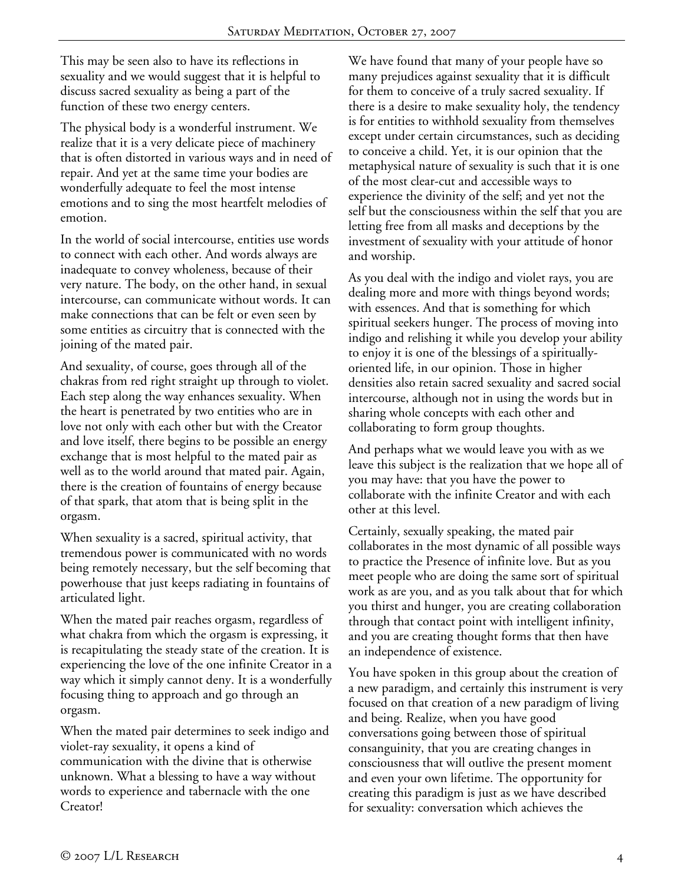This may be seen also to have its reflections in sexuality and we would suggest that it is helpful to discuss sacred sexuality as being a part of the function of these two energy centers.

The physical body is a wonderful instrument. We realize that it is a very delicate piece of machinery that is often distorted in various ways and in need of repair. And yet at the same time your bodies are wonderfully adequate to feel the most intense emotions and to sing the most heartfelt melodies of emotion.

In the world of social intercourse, entities use words to connect with each other. And words always are inadequate to convey wholeness, because of their very nature. The body, on the other hand, in sexual intercourse, can communicate without words. It can make connections that can be felt or even seen by some entities as circuitry that is connected with the joining of the mated pair.

And sexuality, of course, goes through all of the chakras from red right straight up through to violet. Each step along the way enhances sexuality. When the heart is penetrated by two entities who are in love not only with each other but with the Creator and love itself, there begins to be possible an energy exchange that is most helpful to the mated pair as well as to the world around that mated pair. Again, there is the creation of fountains of energy because of that spark, that atom that is being split in the orgasm.

When sexuality is a sacred, spiritual activity, that tremendous power is communicated with no words being remotely necessary, but the self becoming that powerhouse that just keeps radiating in fountains of articulated light.

When the mated pair reaches orgasm, regardless of what chakra from which the orgasm is expressing, it is recapitulating the steady state of the creation. It is experiencing the love of the one infinite Creator in a way which it simply cannot deny. It is a wonderfully focusing thing to approach and go through an orgasm.

When the mated pair determines to seek indigo and violet-ray sexuality, it opens a kind of communication with the divine that is otherwise unknown. What a blessing to have a way without words to experience and tabernacle with the one Creator!

We have found that many of your people have so many prejudices against sexuality that it is difficult for them to conceive of a truly sacred sexuality. If there is a desire to make sexuality holy, the tendency is for entities to withhold sexuality from themselves except under certain circumstances, such as deciding to conceive a child. Yet, it is our opinion that the metaphysical nature of sexuality is such that it is one of the most clear-cut and accessible ways to experience the divinity of the self; and yet not the self but the consciousness within the self that you are letting free from all masks and deceptions by the investment of sexuality with your attitude of honor and worship.

As you deal with the indigo and violet rays, you are dealing more and more with things beyond words; with essences. And that is something for which spiritual seekers hunger. The process of moving into indigo and relishing it while you develop your ability to enjoy it is one of the blessings of a spiritually-oriented life, in our opinion. Those in higher densities also retain sacred sexuality and sacred social intercourse, although not in using the words but in sharing whole concepts with each other and collaborating to form group thoughts.

And perhaps what we would leave you with as we leave this subject is the realization that we hope all of you may have: that you have the power to collaborate with the infinite Creator and with each other at this level.

Certainly, sexually speaking, the mated pair collaborates in the most dynamic of all possible ways to practice the Presence of infinite love. But as you meet people who are doing the same sort of spiritual work as are you, and as you talk about that for which you thirst and hunger, you are creating collaboration through that contact point with intelligent infinity, and you are creating thought forms that then have an independence of existence.

You have spoken in this group about the creation of a new paradigm, and certainly this instrument is very focused on that creation of a new paradigm of living and being. Realize, when you have good conversations going between those of spiritual consanguinity, that you are creating changes in consciousness that will outlive the present moment and even your own lifetime. The opportunity for creating this paradigm is just as we have described for sexuality: conversation which achieves the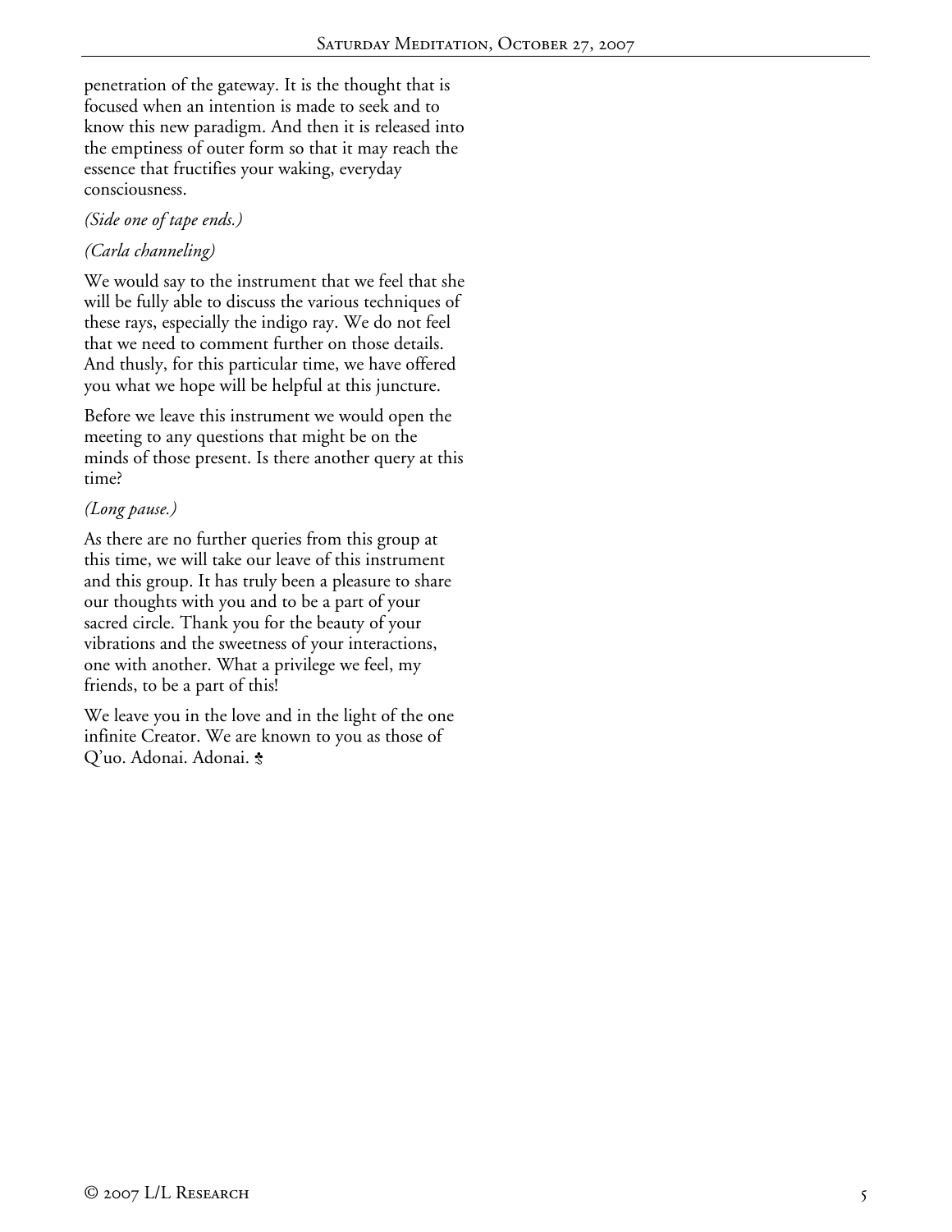penetration of the gateway. It is the thought that is focused when an intention is made to seek and to know this new paradigm. And then it is released into the emptiness of outer form so that it may reach the essence that fructifies your waking, everyday consciousness.

*(Side one of tape ends.)*

*(Carla channeling)*

We would say to the instrument that we feel that she will be fully able to discuss the various techniques of these rays, especially the indigo ray. We do not feel that we need to comment further on those details. And thusly, for this particular time, we have offered you what we hope will be helpful at this juncture.

Before we leave this instrument we would open the meeting to any questions that might be on the minds of those present. Is there another query at this time?

*(Long pause.)*

As there are no further queries from this group at this time, we will take our leave of this instrument and this group. It has truly been a pleasure to share our thoughts with you and to be a part of your sacred circle. Thank you for the beauty of your vibrations and the sweetness of your interactions, one with another. What a privilege we feel, my friends, to be a part of this!

We leave you in the love and in the light of the one infinite Creator. We are known to you as those of Q'uo. Adonai. Adonai. ♣